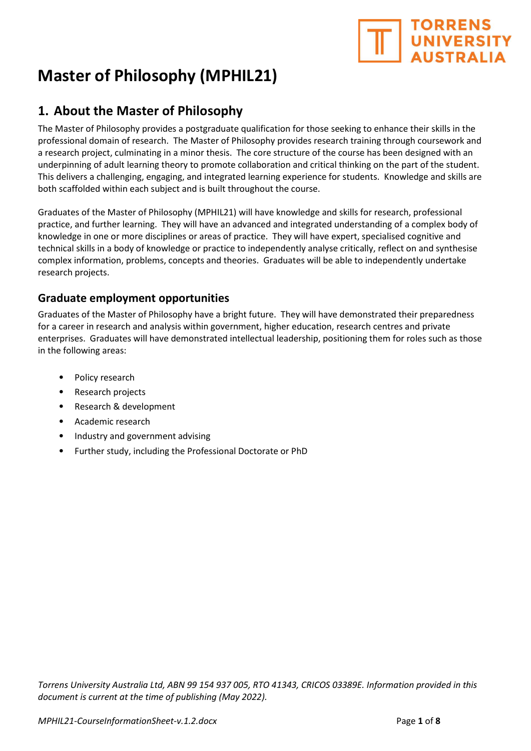# Master of Philosophy (MPHIL21)

## 1. About the Master of Philosophy

The Master of Philosophy provides a postgraduate qualification for those seeking to enhance their skills in the professional domain of research. The Master of Philosophy provides research training through coursework and a research project, culminating in a minor thesis. The core structure of the course has been designed with an underpinning of adult learning theory to promote collaboration and critical thinking on the part of the student. This delivers a challenging, engaging, and integrated learning experience for students. Knowledge and skills are both scaffolded within each subject and is built throughout the course.

Graduates of the Master of Philosophy (MPHIL21) will have knowledge and skills for research, professional practice, and further learning. They will have an advanced and integrated understanding of a complex body of knowledge in one or more disciplines or areas of practice. They will have expert, specialised cognitive and technical skills in a body of knowledge or practice to independently analyse critically, reflect on and synthesise complex information, problems, concepts and theories. Graduates will be able to independently undertake research projects.

### Graduate employment opportunities

Graduates of the Master of Philosophy have a bright future. They will have demonstrated their preparedness for a career in research and analysis within government, higher education, research centres and private enterprises. Graduates will have demonstrated intellectual leadership, positioning them for roles such as those in the following areas:

- Policy research
- Research projects
- Research & development
- Academic research
- Industry and government advising
- Further study, including the Professional Doctorate or PhD

*Torrens University Australia Ltd, ABN 99 154 937 005, RTO 41343, CRICOS 03389E. Information provided in this document is current at the time of publishing (May 2022).*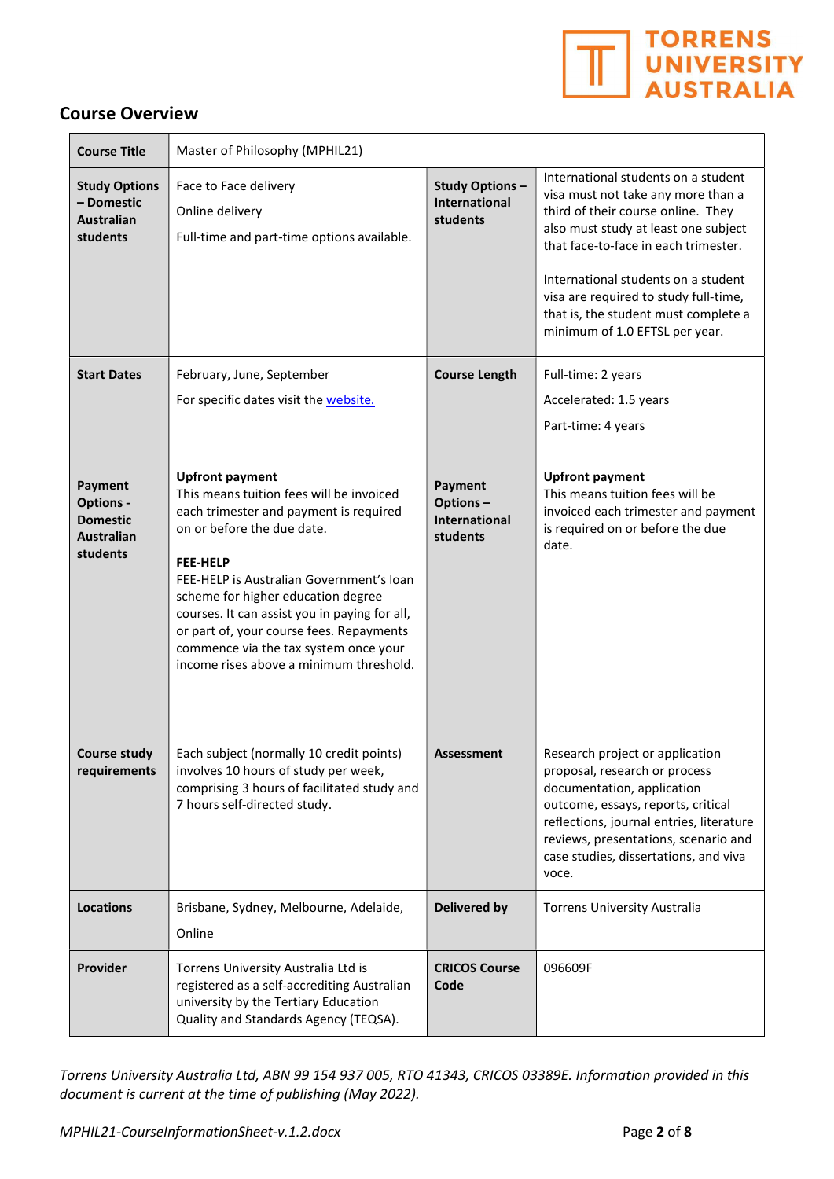## Course Overview

| **Course Title** | Master of Philosophy (MPHIL21) | | |
|---|---|---|---|
| **Study Options – Domestic Australian students** | Face to Face delivery<br>Online delivery<br>Full-time and part-time options available. | **Study Options – International students** | International students on a student visa must not take any more than a third of their course online. They also must study at least one subject that face-to-face in each trimester.<br><br>International students on a student visa are required to study full-time, that is, the student must complete a minimum of 1.0 EFTSL per year. |
| **Start Dates** | February, June, September<br>For specific dates visit the [website.](website) | **Course Length** | Full-time: 2 years<br>Accelerated: 1.5 years<br>Part-time: 4 years |
| **Payment Options - Domestic Australian students** | **Upfront payment**<br>This means tuition fees will be invoiced each trimester and payment is required on or before the due date.<br><br>**FEE-HELP**<br>FEE-HELP is Australian Government's loan scheme for higher education degree courses. It can assist you in paying for all, or part of, your course fees. Repayments commence via the tax system once your income rises above a minimum threshold. | **Payment Options – International students** | **Upfront payment**<br>This means tuition fees will be invoiced each trimester and payment is required on or before the due date. |
| **Course study requirements** | Each subject (normally 10 credit points) involves 10 hours of study per week, comprising 3 hours of facilitated study and 7 hours self-directed study. | **Assessment** | Research project or application proposal, research or process documentation, application outcome, essays, reports, critical reflections, journal entries, literature reviews, presentations, scenario and case studies, dissertations, and viva voce. |
| **Locations** | Brisbane, Sydney, Melbourne, Adelaide,<br>Online | **Delivered by** | Torrens University Australia |
| **Provider** | Torrens University Australia Ltd is registered as a self-accrediting Australian university by the Tertiary Education Quality and Standards Agency (TEQSA). | **CRICOS Course Code** | 096609F |

*Torrens University Australia Ltd, ABN 99 154 937 005, RTO 41343, CRICOS 03389E. Information provided in this document is current at the time of publishing (May 2022).*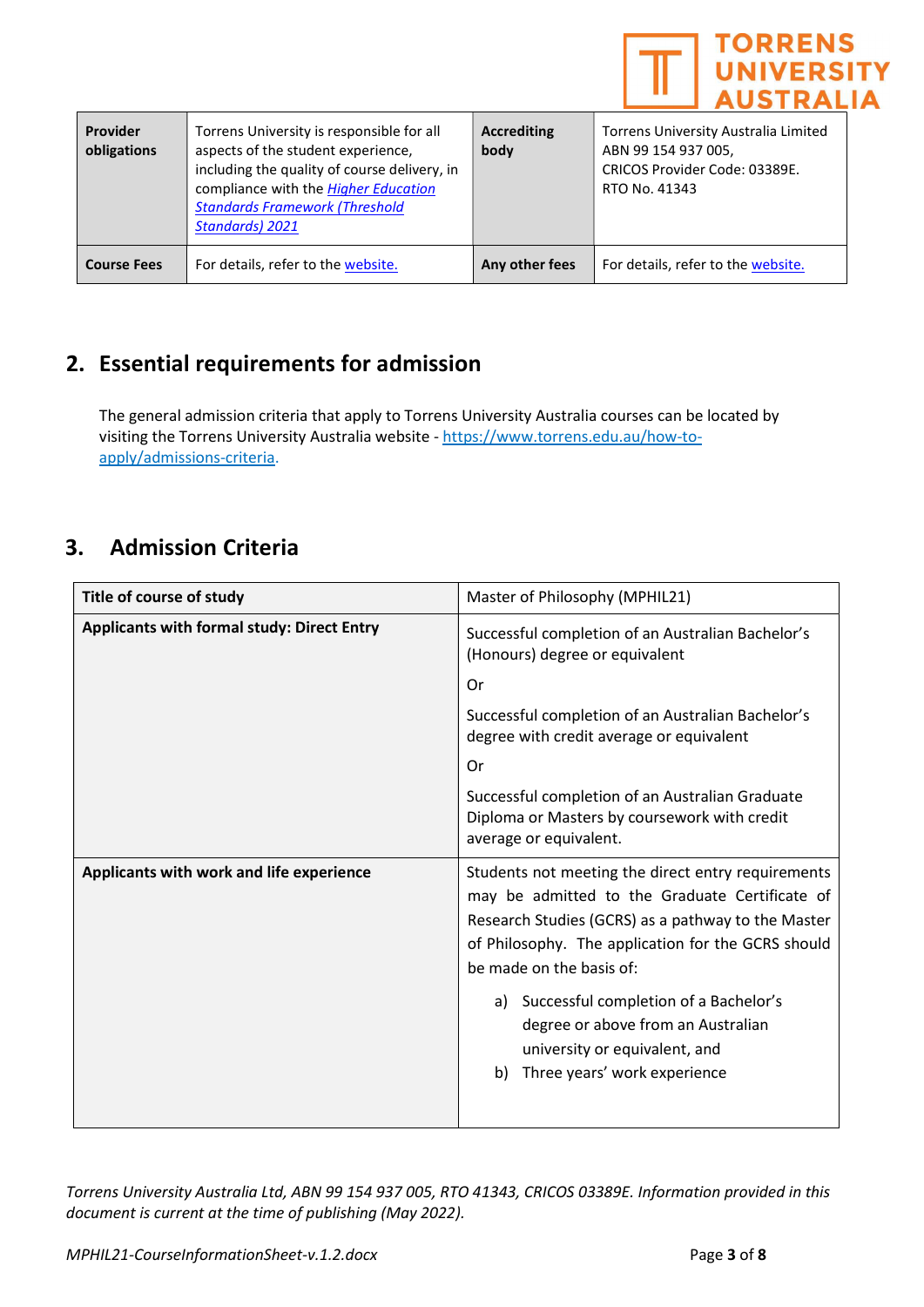| Provider obligations | Torrens University is responsible for all aspects of the student experience, including the quality of course delivery, in compliance with the *Higher Education Standards Framework (Threshold Standards) 2021* | Accrediting body | Torrens University Australia Limited ABN 99 154 937 005, CRICOS Provider Code: 03389E. RTO No. 41343 |
|---|---|---|---|
| **Course Fees** | For details, refer to the website. | **Any other fees** | For details, refer to the website. |

## 2. Essential requirements for admission

The general admission criteria that apply to Torrens University Australia courses can be located by visiting the Torrens University Australia website - https://www.torrens.edu.au/how-to-apply/admissions-criteria.

## 3. Admission Criteria

| **Title of course of study** | Master of Philosophy (MPHIL21) |
|---|---|
| **Applicants with formal study: Direct Entry** | Successful completion of an Australian Bachelor's (Honours) degree or equivalent<br><br>Or<br><br>Successful completion of an Australian Bachelor's degree with credit average or equivalent<br><br>Or<br><br>Successful completion of an Australian Graduate Diploma or Masters by coursework with credit average or equivalent. |
| **Applicants with work and life experience** | Students not meeting the direct entry requirements may be admitted to the Graduate Certificate of Research Studies (GCRS) as a pathway to the Master of Philosophy. The application for the GCRS should be made on the basis of:<br><br>a) Successful completion of a Bachelor's degree or above from an Australian university or equivalent, and<br>b) Three years' work experience |

*Torrens University Australia Ltd, ABN 99 154 937 005, RTO 41343, CRICOS 03389E. Information provided in this document is current at the time of publishing (May 2022).*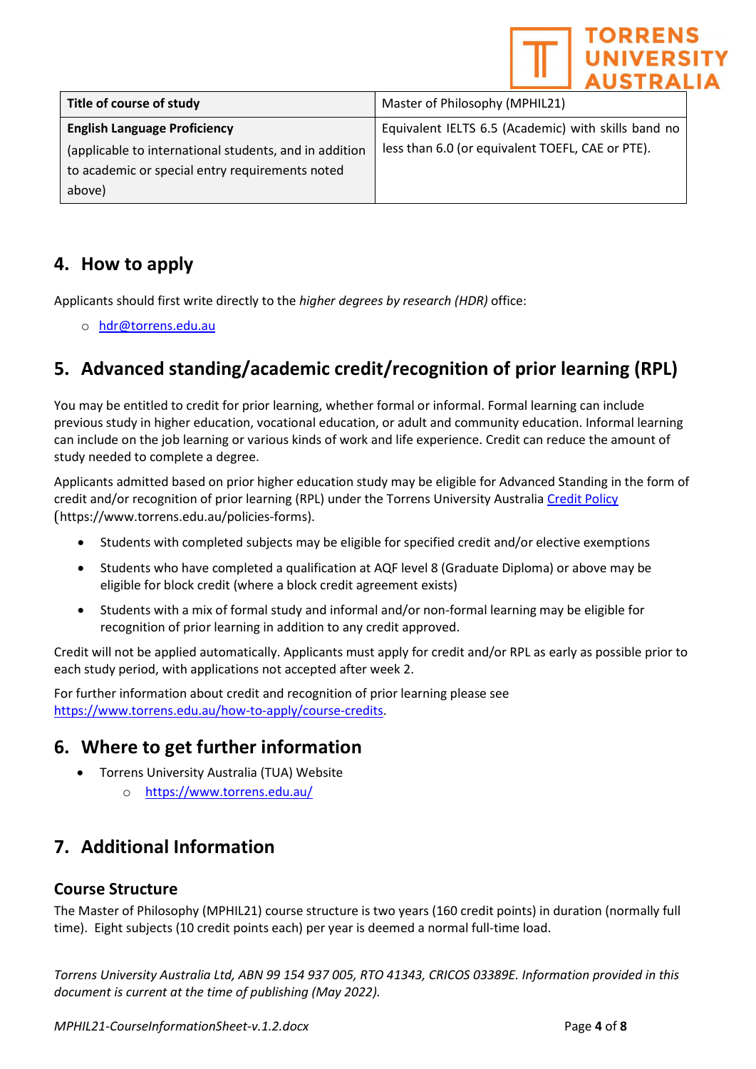| Title of course of study | Master of Philosophy (MPHIL21) |
|---|---|
| **English Language Proficiency**<br>(applicable to international students, and in addition to academic or special entry requirements noted above) | Equivalent IELTS 6.5 (Academic) with skills band no less than 6.0 (or equivalent TOEFL, CAE or PTE). |

## 4. How to apply

Applicants should first write directly to the *higher degrees by research (HDR)* office:

- hdr@torrens.edu.au

## 5. Advanced standing/academic credit/recognition of prior learning (RPL)

You may be entitled to credit for prior learning, whether formal or informal. Formal learning can include previous study in higher education, vocational education, or adult and community education. Informal learning can include on the job learning or various kinds of work and life experience. Credit can reduce the amount of study needed to complete a degree.

Applicants admitted based on prior higher education study may be eligible for Advanced Standing in the form of credit and/or recognition of prior learning (RPL) under the Torrens University Australia Credit Policy (https://www.torrens.edu.au/policies-forms).

- Students with completed subjects may be eligible for specified credit and/or elective exemptions
- Students who have completed a qualification at AQF level 8 (Graduate Diploma) or above may be eligible for block credit (where a block credit agreement exists)
- Students with a mix of formal study and informal and/or non-formal learning may be eligible for recognition of prior learning in addition to any credit approved.

Credit will not be applied automatically. Applicants must apply for credit and/or RPL as early as possible prior to each study period, with applications not accepted after week 2.

For further information about credit and recognition of prior learning please see https://www.torrens.edu.au/how-to-apply/course-credits.

## 6. Where to get further information

- Torrens University Australia (TUA) Website
  - https://www.torrens.edu.au/

## 7. Additional Information

### Course Structure

The Master of Philosophy (MPHIL21) course structure is two years (160 credit points) in duration (normally full time). Eight subjects (10 credit points each) per year is deemed a normal full-time load.

*Torrens University Australia Ltd, ABN 99 154 937 005, RTO 41343, CRICOS 03389E. Information provided in this document is current at the time of publishing (May 2022).*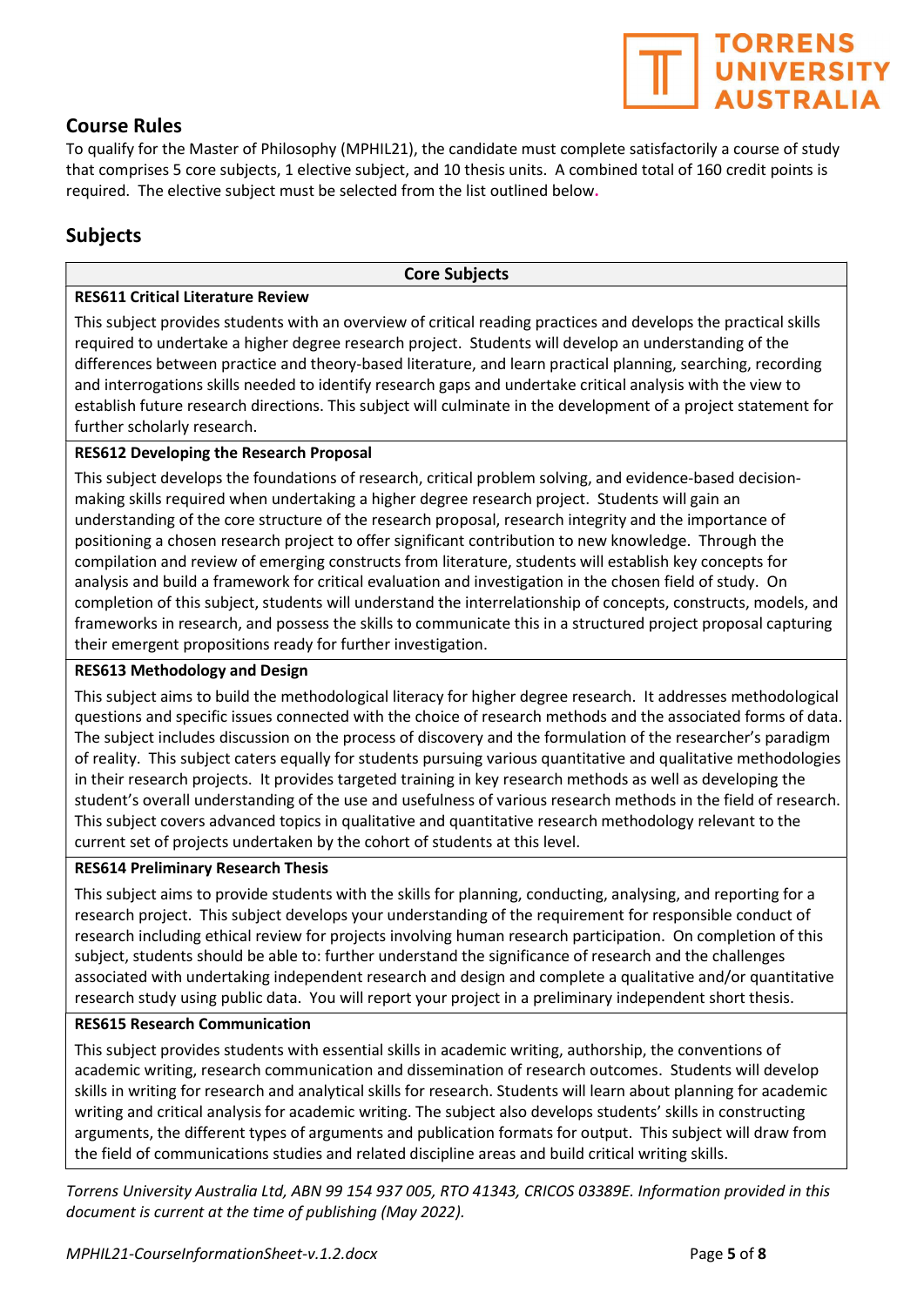## Course Rules

To qualify for the Master of Philosophy (MPHIL21), the candidate must complete satisfactorily a course of study that comprises 5 core subjects, 1 elective subject, and 10 thesis units. A combined total of 160 credit points is required. The elective subject must be selected from the list outlined below.

## Subjects

| Core Subjects |
|---|
| **RES611 Critical Literature Review** |
| This subject provides students with an overview of critical reading practices and develops the practical skills required to undertake a higher degree research project. Students will develop an understanding of the differences between practice and theory-based literature, and learn practical planning, searching, recording and interrogations skills needed to identify research gaps and undertake critical analysis with the view to establish future research directions. This subject will culminate in the development of a project statement for further scholarly research. |
| **RES612 Developing the Research Proposal** |
| This subject develops the foundations of research, critical problem solving, and evidence-based decision-making skills required when undertaking a higher degree research project. Students will gain an understanding of the core structure of the research proposal, research integrity and the importance of positioning a chosen research project to offer significant contribution to new knowledge. Through the compilation and review of emerging constructs from literature, students will establish key concepts for analysis and build a framework for critical evaluation and investigation in the chosen field of study. On completion of this subject, students will understand the interrelationship of concepts, constructs, models, and frameworks in research, and possess the skills to communicate this in a structured project proposal capturing their emergent propositions ready for further investigation. |
| **RES613 Methodology and Design** |
| This subject aims to build the methodological literacy for higher degree research. It addresses methodological questions and specific issues connected with the choice of research methods and the associated forms of data. The subject includes discussion on the process of discovery and the formulation of the researcher's paradigm of reality. This subject caters equally for students pursuing various quantitative and qualitative methodologies in their research projects. It provides targeted training in key research methods as well as developing the student's overall understanding of the use and usefulness of various research methods in the field of research. This subject covers advanced topics in qualitative and quantitative research methodology relevant to the current set of projects undertaken by the cohort of students at this level. |
| **RES614 Preliminary Research Thesis** |
| This subject aims to provide students with the skills for planning, conducting, analysing, and reporting for a research project. This subject develops your understanding of the requirement for responsible conduct of research including ethical review for projects involving human research participation. On completion of this subject, students should be able to: further understand the significance of research and the challenges associated with undertaking independent research and design and complete a qualitative and/or quantitative research study using public data. You will report your project in a preliminary independent short thesis. |
| **RES615 Research Communication** |
| This subject provides students with essential skills in academic writing, authorship, the conventions of academic writing, research communication and dissemination of research outcomes. Students will develop skills in writing for research and analytical skills for research. Students will learn about planning for academic writing and critical analysis for academic writing. The subject also develops students' skills in constructing arguments, the different types of arguments and publication formats for output. This subject will draw from the field of communications studies and related discipline areas and build critical writing skills. |

*Torrens University Australia Ltd, ABN 99 154 937 005, RTO 41343, CRICOS 03389E. Information provided in this document is current at the time of publishing (May 2022).*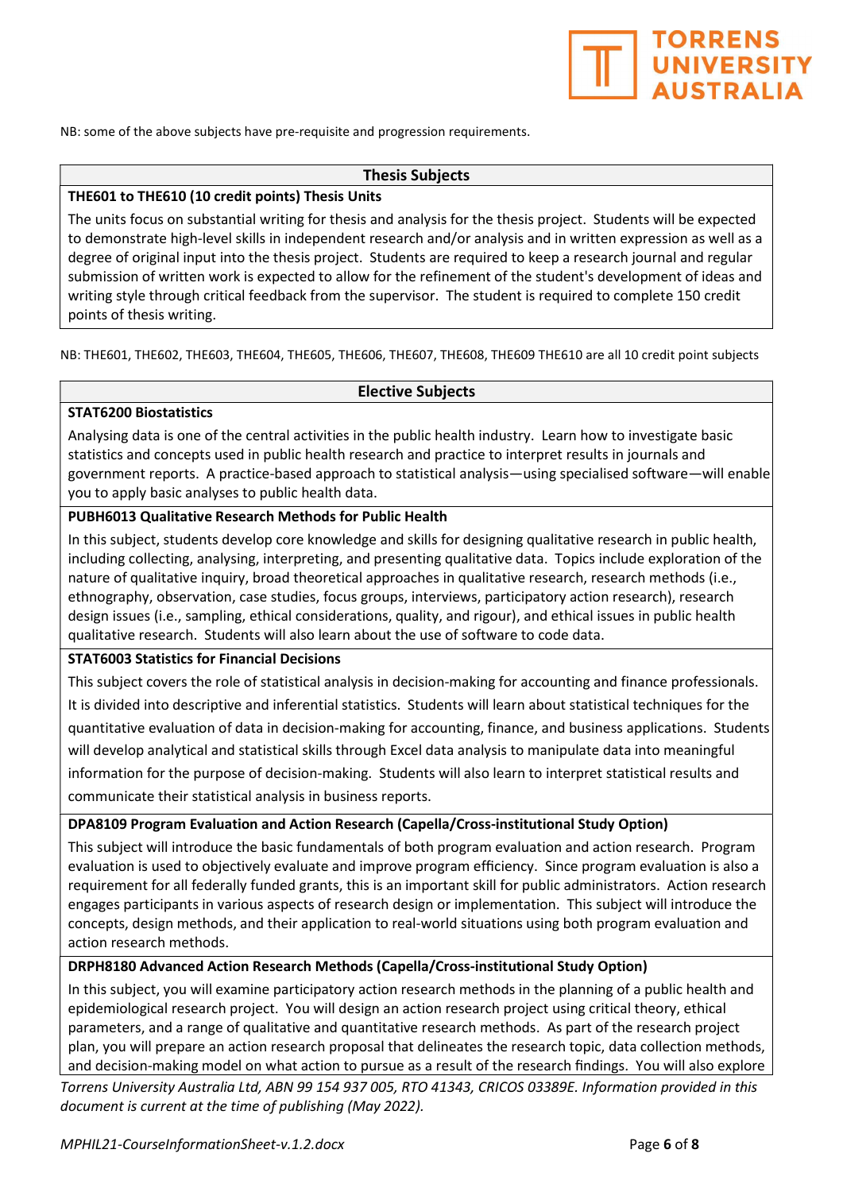NB: some of the above subjects have pre-requisite and progression requirements.

## Thesis Subjects

**THE601 to THE610 (10 credit points) Thesis Units**

The units focus on substantial writing for thesis and analysis for the thesis project. Students will be expected to demonstrate high-level skills in independent research and/or analysis and in written expression as well as a degree of original input into the thesis project. Students are required to keep a research journal and regular submission of written work is expected to allow for the refinement of the student's development of ideas and writing style through critical feedback from the supervisor. The student is required to complete 150 credit points of thesis writing.

NB: THE601, THE602, THE603, THE604, THE605, THE606, THE607, THE608, THE609 THE610 are all 10 credit point subjects

## Elective Subjects

**STAT6200 Biostatistics**

Analysing data is one of the central activities in the public health industry. Learn how to investigate basic statistics and concepts used in public health research and practice to interpret results in journals and government reports. A practice-based approach to statistical analysis—using specialised software—will enable you to apply basic analyses to public health data.

**PUBH6013 Qualitative Research Methods for Public Health**

In this subject, students develop core knowledge and skills for designing qualitative research in public health, including collecting, analysing, interpreting, and presenting qualitative data. Topics include exploration of the nature of qualitative inquiry, broad theoretical approaches in qualitative research, research methods (i.e., ethnography, observation, case studies, focus groups, interviews, participatory action research), research design issues (i.e., sampling, ethical considerations, quality, and rigour), and ethical issues in public health qualitative research. Students will also learn about the use of software to code data.

**STAT6003 Statistics for Financial Decisions**

This subject covers the role of statistical analysis in decision-making for accounting and finance professionals. It is divided into descriptive and inferential statistics. Students will learn about statistical techniques for the quantitative evaluation of data in decision-making for accounting, finance, and business applications. Students will develop analytical and statistical skills through Excel data analysis to manipulate data into meaningful information for the purpose of decision-making. Students will also learn to interpret statistical results and communicate their statistical analysis in business reports.

**DPA8109 Program Evaluation and Action Research (Capella/Cross-institutional Study Option)**

This subject will introduce the basic fundamentals of both program evaluation and action research. Program evaluation is used to objectively evaluate and improve program efficiency. Since program evaluation is also a requirement for all federally funded grants, this is an important skill for public administrators. Action research engages participants in various aspects of research design or implementation. This subject will introduce the concepts, design methods, and their application to real-world situations using both program evaluation and action research methods.

**DRPH8180 Advanced Action Research Methods (Capella/Cross-institutional Study Option)**

In this subject, you will examine participatory action research methods in the planning of a public health and epidemiological research project. You will design an action research project using critical theory, ethical parameters, and a range of qualitative and quantitative research methods. As part of the research project plan, you will prepare an action research proposal that delineates the research topic, data collection methods, and decision-making model on what action to pursue as a result of the research findings. You will also explore

*Torrens University Australia Ltd, ABN 99 154 937 005, RTO 41343, CRICOS 03389E. Information provided in this document is current at the time of publishing (May 2022).*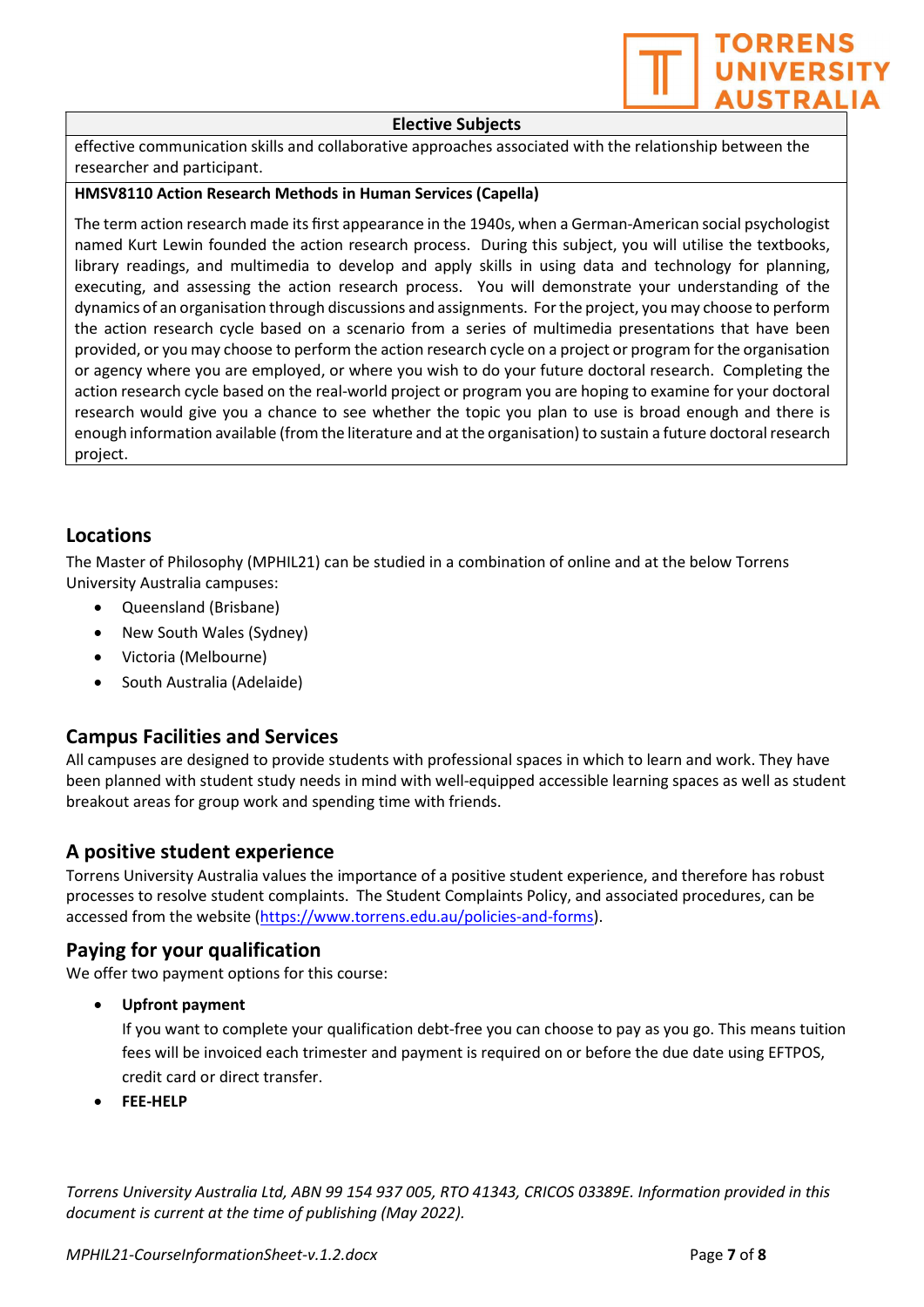| Elective Subjects |
| --- |
| effective communication skills and collaborative approaches associated with the relationship between the researcher and participant. |
| **HMSV8110 Action Research Methods in Human Services (Capella)** |
| The term action research made its first appearance in the 1940s, when a German-American social psychologist named Kurt Lewin founded the action research process. During this subject, you will utilise the textbooks, library readings, and multimedia to develop and apply skills in using data and technology for planning, executing, and assessing the action research process. You will demonstrate your understanding of the dynamics of an organisation through discussions and assignments. For the project, you may choose to perform the action research cycle based on a scenario from a series of multimedia presentations that have been provided, or you may choose to perform the action research cycle on a project or program for the organisation or agency where you are employed, or where you wish to do your future doctoral research. Completing the action research cycle based on the real-world project or program you are hoping to examine for your doctoral research would give you a chance to see whether the topic you plan to use is broad enough and there is enough information available (from the literature and at the organisation) to sustain a future doctoral research project. |

## Locations

The Master of Philosophy (MPHIL21) can be studied in a combination of online and at the below Torrens University Australia campuses:

- Queensland (Brisbane)
- New South Wales (Sydney)
- Victoria (Melbourne)
- South Australia (Adelaide)

## Campus Facilities and Services

All campuses are designed to provide students with professional spaces in which to learn and work. They have been planned with student study needs in mind with well-equipped accessible learning spaces as well as student breakout areas for group work and spending time with friends.

## A positive student experience

Torrens University Australia values the importance of a positive student experience, and therefore has robust processes to resolve student complaints. The Student Complaints Policy, and associated procedures, can be accessed from the website (https://www.torrens.edu.au/policies-and-forms).

## Paying for your qualification

We offer two payment options for this course:

- **Upfront payment**
  If you want to complete your qualification debt-free you can choose to pay as you go. This means tuition fees will be invoiced each trimester and payment is required on or before the due date using EFTPOS, credit card or direct transfer.
- **FEE-HELP**

*Torrens University Australia Ltd, ABN 99 154 937 005, RTO 41343, CRICOS 03389E. Information provided in this document is current at the time of publishing (May 2022).*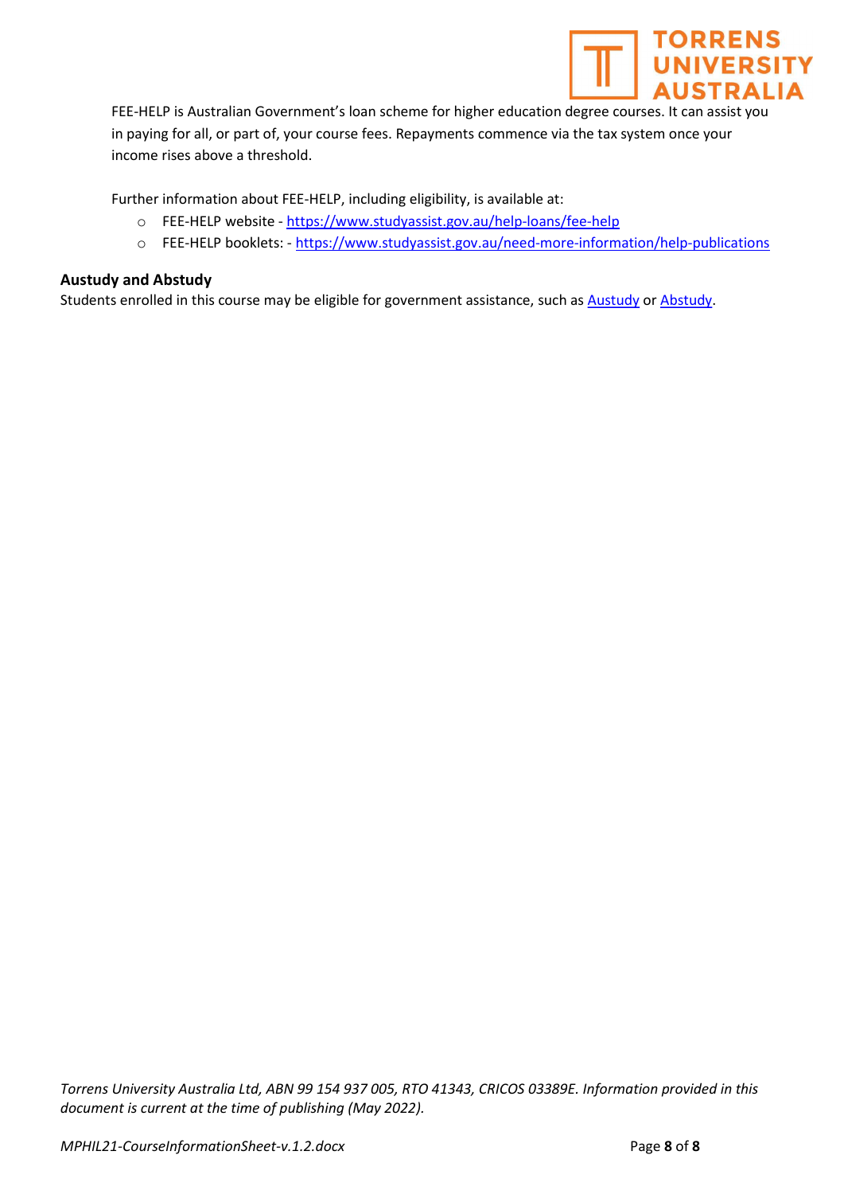FEE-HELP is Australian Government's loan scheme for higher education degree courses. It can assist you in paying for all, or part of, your course fees. Repayments commence via the tax system once your income rises above a threshold.

Further information about FEE-HELP, including eligibility, is available at:

- FEE-HELP website - https://www.studyassist.gov.au/help-loans/fee-help
- FEE-HELP booklets: - https://www.studyassist.gov.au/need-more-information/help-publications

**Austudy and Abstudy**

Students enrolled in this course may be eligible for government assistance, such as Austudy or Abstudy.

*Torrens University Australia Ltd, ABN 99 154 937 005, RTO 41343, CRICOS 03389E. Information provided in this document is current at the time of publishing (May 2022).*